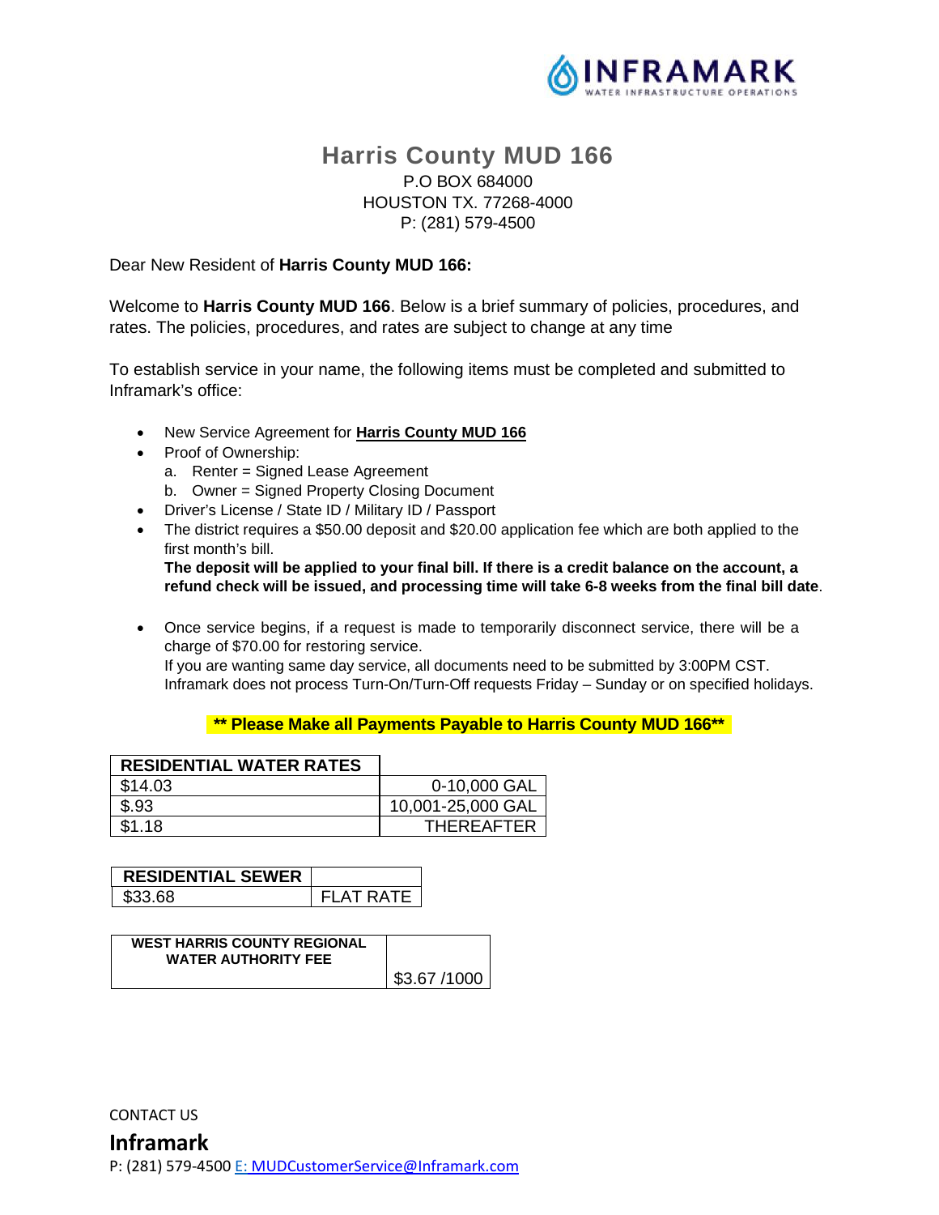# Harris County MUD 166

P.O BOX 684000
HOUSTON TX. 77268-4000
P: (281) 579-4500

Dear New Resident of **Harris County MUD 166:**

Welcome to **Harris County MUD 166**. Below is a brief summary of policies, procedures, and rates. The policies, procedures, and rates are subject to change at any time

To establish service in your name, the following items must be completed and submitted to Inframark's office:

- New Service Agreement for **Harris County MUD 166**
- Proof of Ownership:
  a. Renter = Signed Lease Agreement
  b. Owner = Signed Property Closing Document
- Driver's License / State ID / Military ID / Passport
- The district requires a $50.00 deposit and $20.00 application fee which are both applied to the first month's bill.
  **The deposit will be applied to your final bill. If there is a credit balance on the account, a refund check will be issued, and processing time will take 6-8 weeks from the final bill date**.

- Once service begins, if a request is made to temporarily disconnect service, there will be a charge of $70.00 for restoring service.
  If you are wanting same day service, all documents need to be submitted by 3:00PM CST.
  Inframark does not process Turn-On/Turn-Off requests Friday – Sunday or on specified holidays.

**** Please Make all Payments Payable to Harris County MUD 166****

| RESIDENTIAL WATER RATES | |
|---|---|
| $14.03 | 0-10,000 GAL |
| $.93 | 10,001-25,000 GAL |
| $1.18 | THEREAFTER |

| RESIDENTIAL SEWER | |
|---|---|
| $33.68 | FLAT RATE |

| WEST HARRIS COUNTY REGIONAL WATER AUTHORITY FEE | $3.67 /1000 |
|---|---|

CONTACT US

**Inframark**

P: (281) 579-4500 E: MUDCustomerService@Inframark.com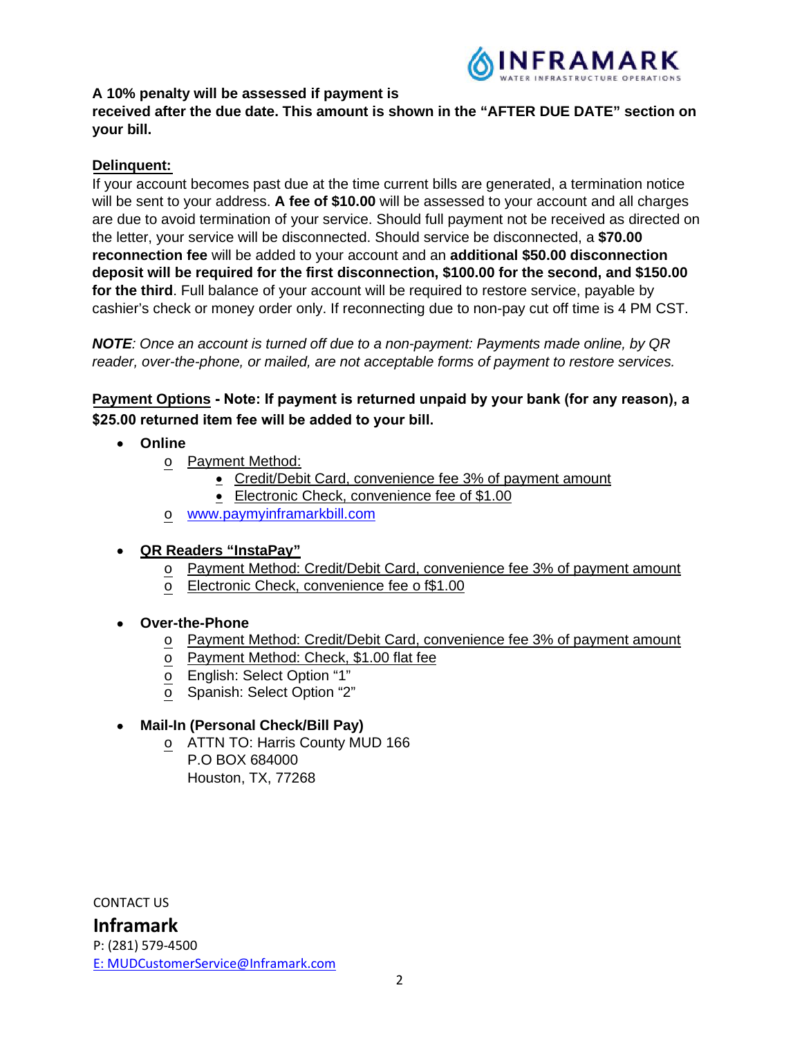**A 10% penalty will be assessed if payment is received after the due date. This amount is shown in the "AFTER DUE DATE" section on your bill.**

**Delinquent:**

If your account becomes past due at the time current bills are generated, a termination notice will be sent to your address. **A fee of $10.00** will be assessed to your account and all charges are due to avoid termination of your service. Should full payment not be received as directed on the letter, your service will be disconnected. Should service be disconnected, a **$70.00 reconnection fee** will be added to your account and an **additional $50.00 disconnection deposit will be required for the first disconnection, $100.00 for the second, and $150.00 for the third**. Full balance of your account will be required to restore service, payable by cashier's check or money order only. If reconnecting due to non-pay cut off time is 4 PM CST.

***NOTE**: Once an account is turned off due to a non-payment: Payments made online, by QR reader, over-the-phone, or mailed, are not acceptable forms of payment to restore services.*

**Payment Options - Note: If payment is returned unpaid by your bank (for any reason), a $25.00 returned item fee will be added to your bill.**

- **Online**
  - Payment Method:
    - Credit/Debit Card, convenience fee 3% of payment amount
    - Electronic Check, convenience fee of $1.00
  - www.paymyinframarkbill.com

- **QR Readers "InstaPay"**
  - Payment Method: Credit/Debit Card, convenience fee 3% of payment amount
  - Electronic Check, convenience fee o f$1.00

- **Over-the-Phone**
  - Payment Method: Credit/Debit Card, convenience fee 3% of payment amount
  - Payment Method: Check, $1.00 flat fee
  - English: Select Option "1"
  - Spanish: Select Option "2"

- **Mail-In (Personal Check/Bill Pay)**
  - ATTN TO: Harris County MUD 166
    P.O BOX 684000
    Houston, TX, 77268

CONTACT US

**Inframark**

P: (281) 579-4500

E: MUDCustomerService@Inframark.com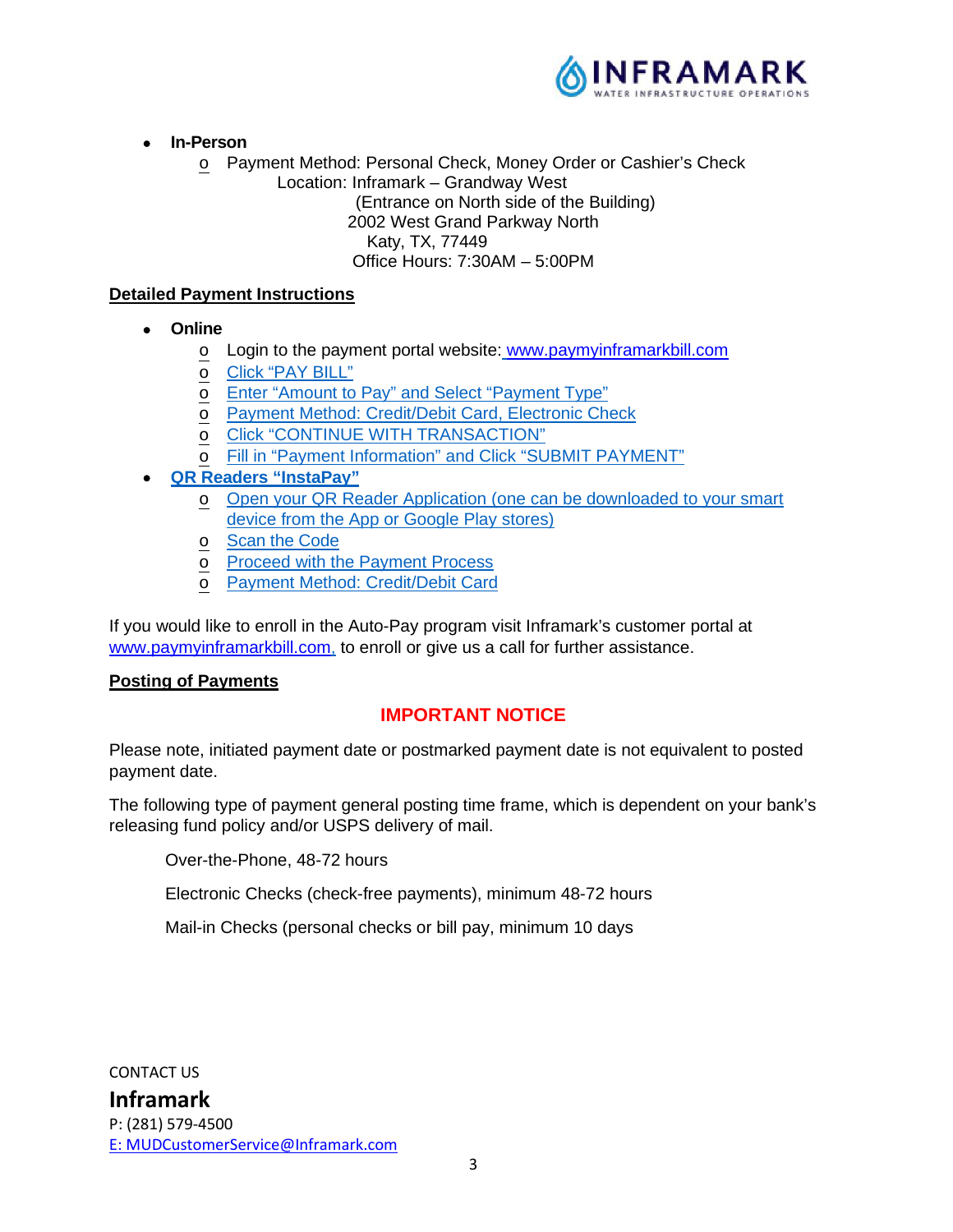- **In-Person**
  - Payment Method: Personal Check, Money Order or Cashier's Check
    Location: Inframark – Grandway West
    (Entrance on North side of the Building)
    2002 West Grand Parkway North
    Katy, TX, 77449
    Office Hours: 7:30AM – 5:00PM

## Detailed Payment Instructions

- **Online**
  - Login to the payment portal website: www.paymyinframarkbill.com
  - Click "PAY BILL"
  - Enter "Amount to Pay" and Select "Payment Type"
  - Payment Method: Credit/Debit Card, Electronic Check
  - Click "CONTINUE WITH TRANSACTION"
  - Fill in "Payment Information" and Click "SUBMIT PAYMENT"
- **QR Readers "InstaPay"**
  - Open your QR Reader Application (one can be downloaded to your smart device from the App or Google Play stores)
  - Scan the Code
  - Proceed with the Payment Process
  - Payment Method: Credit/Debit Card

If you would like to enroll in the Auto-Pay program visit Inframark's customer portal at www.paymyinframarkbill.com, to enroll or give us a call for further assistance.

## Posting of Payments

**IMPORTANT NOTICE**

Please note, initiated payment date or postmarked payment date is not equivalent to posted payment date.

The following type of payment general posting time frame, which is dependent on your bank's releasing fund policy and/or USPS delivery of mail.

Over-the-Phone, 48-72 hours

Electronic Checks (check-free payments), minimum 48-72 hours

Mail-in Checks (personal checks or bill pay, minimum 10 days

CONTACT US

**Inframark**

P: (281) 579-4500

E: MUDCustomerService@Inframark.com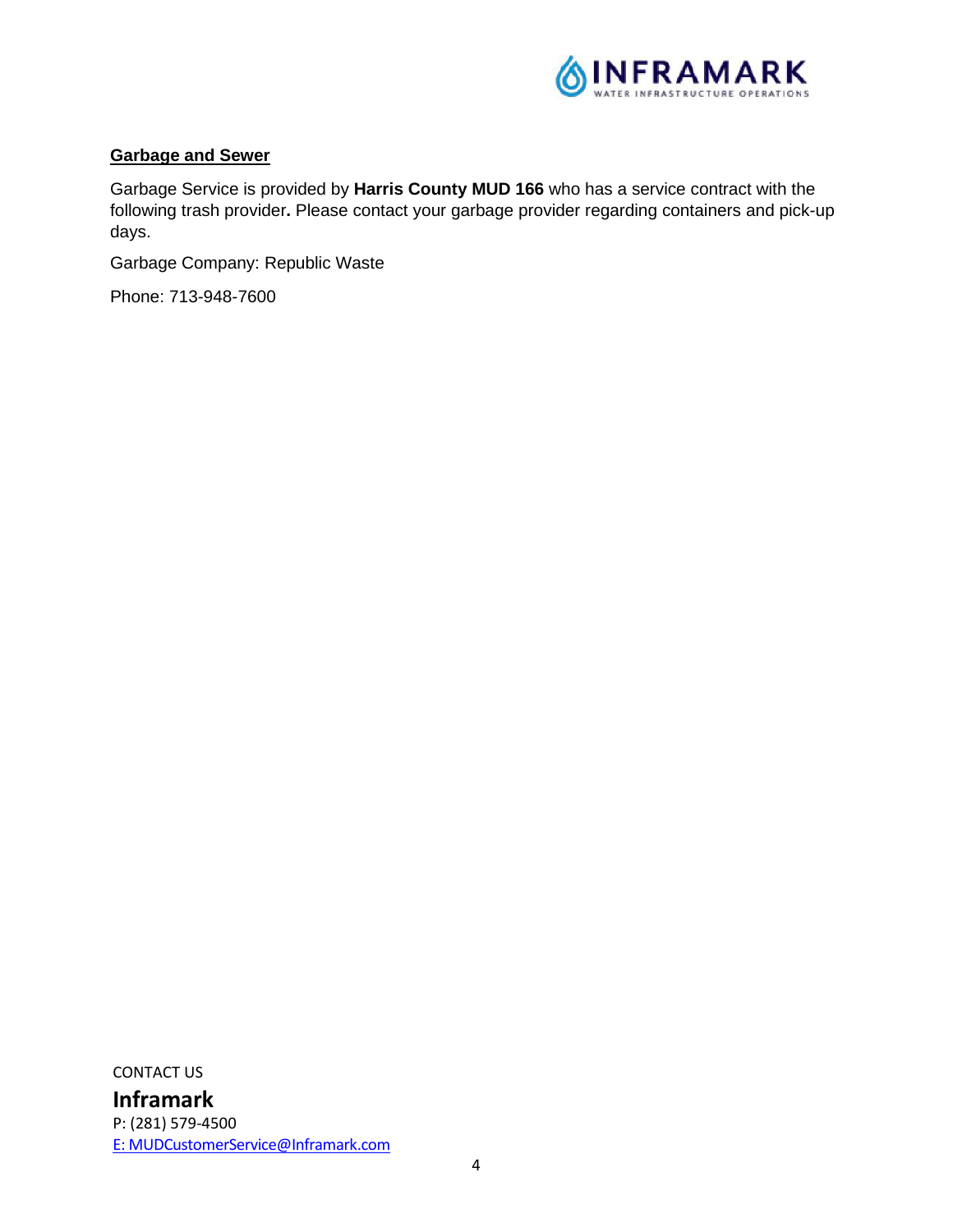**Garbage and Sewer**

Garbage Service is provided by **Harris County MUD 166** who has a service contract with the following trash provider**.** Please contact your garbage provider regarding containers and pick-up days.

Garbage Company: Republic Waste

Phone: 713-948-7600

CONTACT US

**Inframark**

P: (281) 579-4500

E: MUDCustomerService@Inframark.com